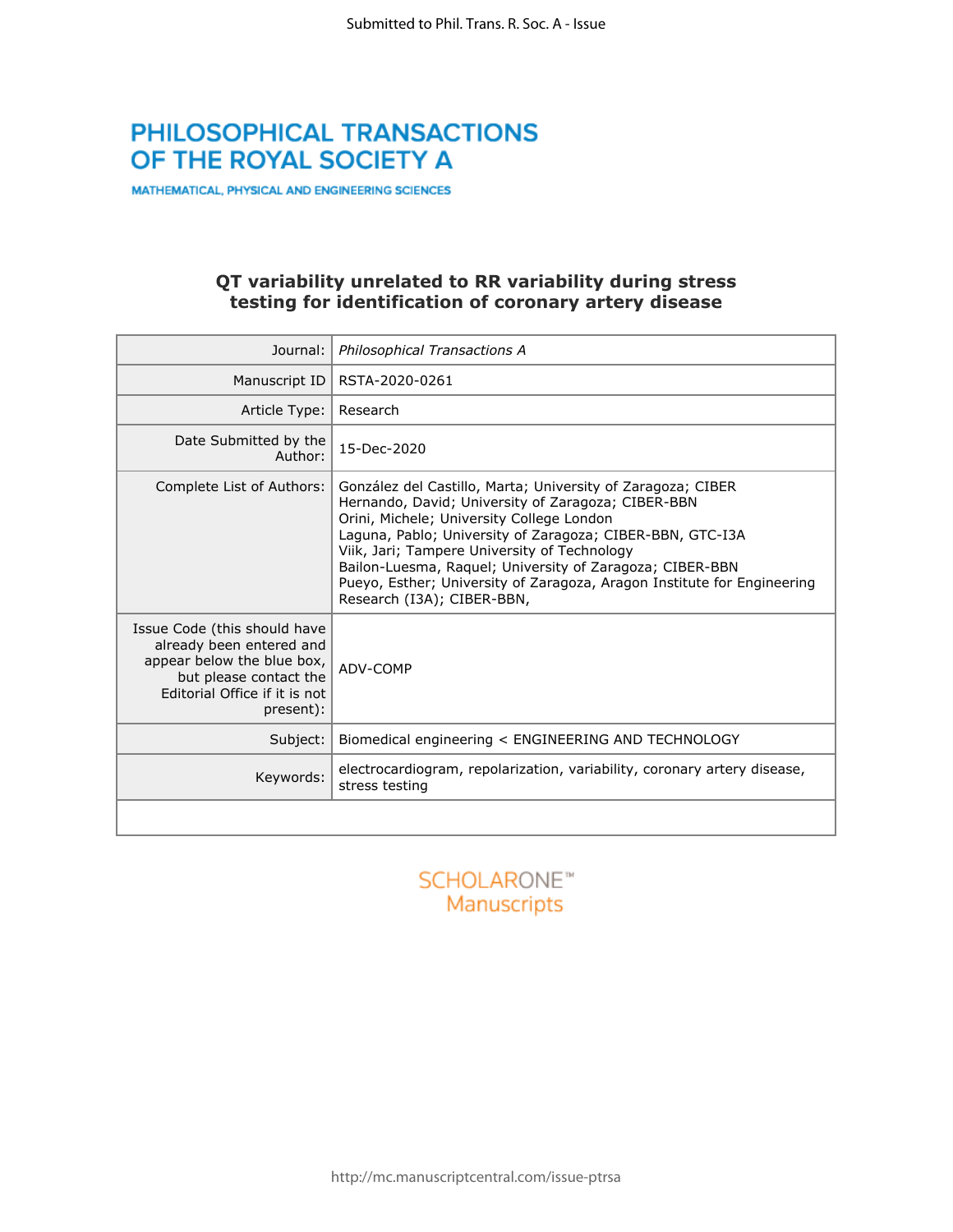PHILOSOPHICAL TRANSACTIONS OF THE ROYAL SOCIETY A

MATHEMATICAL, PHYSICAL AND ENGINEERING SCIENCES

# QT variability unrelated to RR variability during stress testing for identification of coronary artery disease

| | |
|---|---|
| Journal: | *Philosophical Transactions A* |
| Manuscript ID | RSTA-2020-0261 |
| Article Type: | Research |
| Date Submitted by the Author: | 15-Dec-2020 |
| Complete List of Authors: | González del Castillo, Marta; University of Zaragoza; CIBER<br>Hernando, David; University of Zaragoza; CIBER-BBN<br>Orini, Michele; University College London<br>Laguna, Pablo; University of Zaragoza; CIBER-BBN, GTC-I3A<br>Viik, Jari; Tampere University of Technology<br>Bailon-Luesma, Raquel; University of Zaragoza; CIBER-BBN<br>Pueyo, Esther; University of Zaragoza, Aragon Institute for Engineering Research (I3A); CIBER-BBN, |
| Issue Code (this should have already been entered and appear below the blue box, but please contact the Editorial Office if it is not present): | ADV-COMP |
| Subject: | Biomedical engineering < ENGINEERING AND TECHNOLOGY |
| Keywords: | electrocardiogram, repolarization, variability, coronary artery disease, stress testing |
| | |

SCHOLARONE™ Manuscripts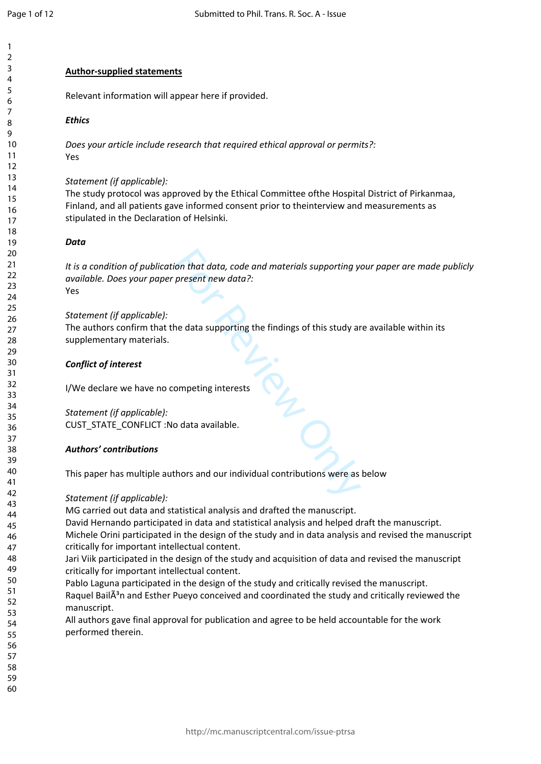**Author-supplied statements**

Relevant information will appear here if provided.

***Ethics***

*Does your article include research that required ethical approval or permits?:*
Yes

*Statement (if applicable):*
The study protocol was approved by the Ethical Committee ofthe Hospital District of Pirkanmaa, Finland, and all patients gave informed consent prior to theinterview and measurements as stipulated in the Declaration of Helsinki.

***Data***

*It is a condition of publication that data, code and materials supporting your paper are made publicly available. Does your paper present new data?:*
Yes

*Statement (if applicable):*
The authors confirm that the data supporting the findings of this study are available within its supplementary materials.

***Conflict of interest***

I/We declare we have no competing interests

*Statement (if applicable):*
CUST_STATE_CONFLICT :No data available.

***Authors' contributions***

This paper has multiple authors and our individual contributions were as below

*Statement (if applicable):*
MG carried out data and statistical analysis and drafted the manuscript.
David Hernando participated in data and statistical analysis and helped draft the manuscript.
Michele Orini participated in the design of the study and in data analysis and revised the manuscript critically for important intellectual content.
Jari Viik participated in the design of the study and acquisition of data and revised the manuscript critically for important intellectual content.
Pablo Laguna participated in the design of the study and critically revised the manuscript.
Raquel BailÃ³n and Esther Pueyo conceived and coordinated the study and critically reviewed the manuscript.
All authors gave final approval for publication and agree to be held accountable for the work performed therein.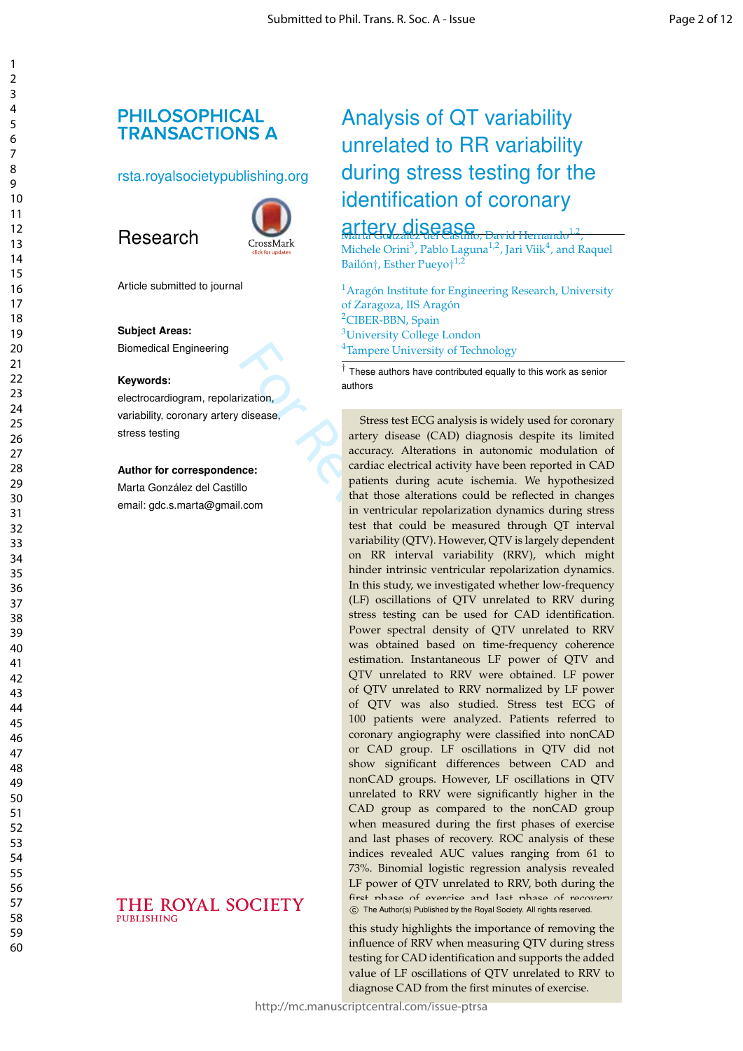# PHILOSOPHICAL TRANSACTIONS A

rsta.royalsocietypublishing.org

## Research

Article submitted to journal

**Subject Areas:**

Biomedical Engineering

**Keywords:**

electrocardiogram, repolarization, variability, coronary artery disease, stress testing

**Author for correspondence:**

Marta González del Castillo

email: gdc.s.marta@gmail.com

# Analysis of QT variability unrelated to RR variability during stress testing for the identification of coronary artery disease

Marta González del Castillo, David Hernando[1,2], Michele Orini[3], Pablo Laguna[1,2], Jari Viik[4], and Raquel Bailón†, Esther Pueyo†[1,2]

[1]Aragón Institute for Engineering Research, University of Zaragoza, IIS Aragón
[2]CIBER-BBN, Spain
[3]University College London
[4]Tampere University of Technology

† These authors have contributed equally to this work as senior authors

Stress test ECG analysis is widely used for coronary artery disease (CAD) diagnosis despite its limited accuracy. Alterations in autonomic modulation of cardiac electrical activity have been reported in CAD patients during acute ischemia. We hypothesized that those alterations could be reflected in changes in ventricular repolarization dynamics during stress test that could be measured through QT interval variability (QTV). However, QTV is largely dependent on RR interval variability (RRV), which might hinder intrinsic ventricular repolarization dynamics. In this study, we investigated whether low-frequency (LF) oscillations of QTV unrelated to RRV during stress testing can be used for CAD identification. Power spectral density of QTV unrelated to RRV was obtained based on time-frequency coherence estimation. Instantaneous LF power of QTV and QTV unrelated to RRV were obtained. LF power of QTV unrelated to RRV normalized by LF power of QTV was also studied. Stress test ECG of 100 patients were analyzed. Patients referred to coronary angiography were classified into nonCAD or CAD group. LF oscillations in QTV did not show significant differences between CAD and nonCAD groups. However, LF oscillations in QTV unrelated to RRV were significantly higher in the CAD group as compared to the nonCAD group when measured during the first phases of exercise and last phases of recovery. ROC analysis of these indices revealed AUC values ranging from 61 to 73%. Binomial logistic regression analysis revealed LF power of QTV unrelated to RRV, both during the first phase of exercise and last phase of recovery

this study highlights the importance of removing the influence of RRV when measuring QTV during stress testing for CAD identification and supports the added value of LF oscillations of QTV unrelated to RRV to diagnose CAD from the first minutes of exercise.

© The Author(s) Published by the Royal Society. All rights reserved.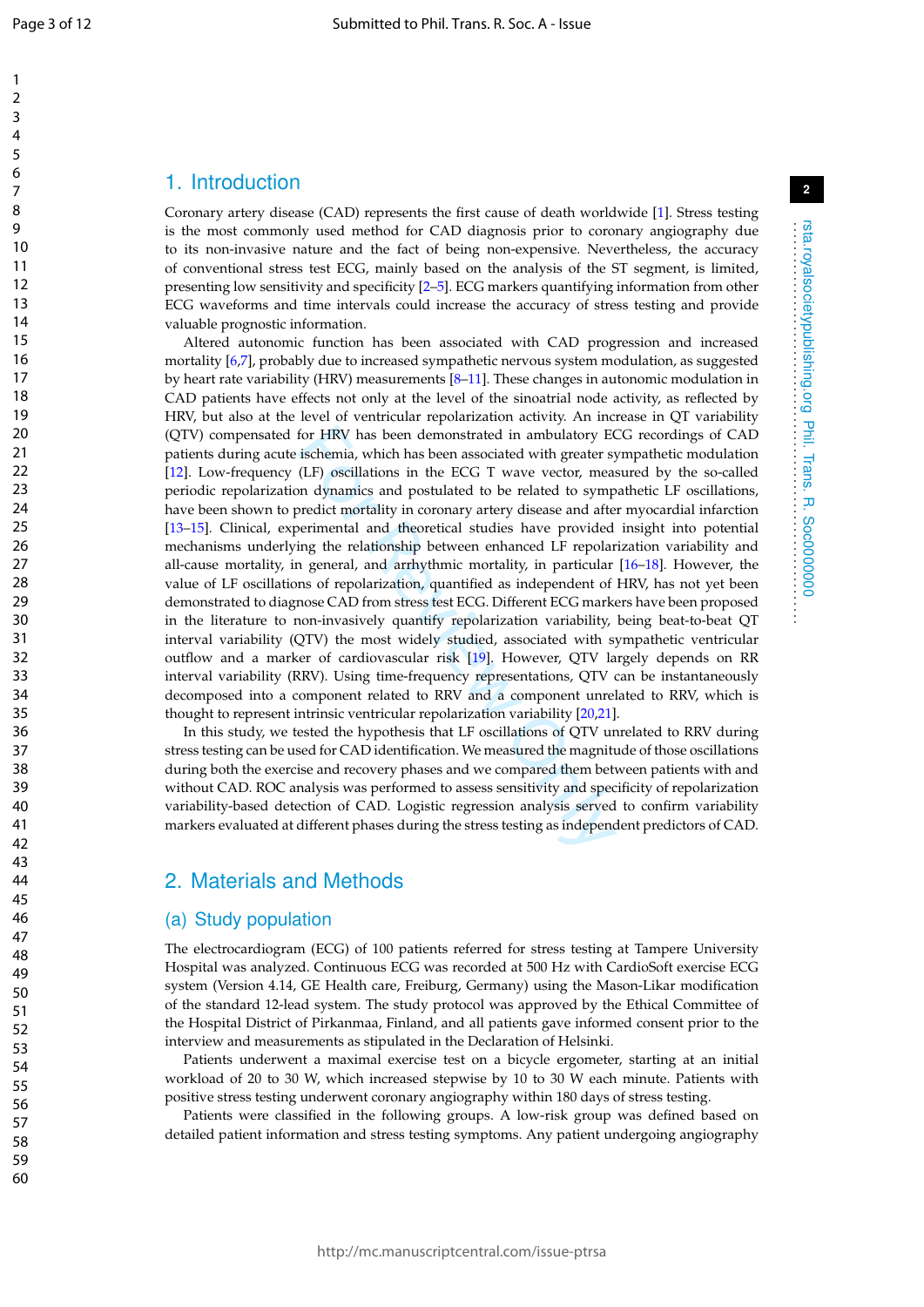## 1. Introduction

Coronary artery disease (CAD) represents the first cause of death worldwide [1]. Stress testing is the most commonly used method for CAD diagnosis prior to coronary angiography due to its non-invasive nature and the fact of being non-expensive. Nevertheless, the accuracy of conventional stress test ECG, mainly based on the analysis of the ST segment, is limited, presenting low sensitivity and specificity [2–5]. ECG markers quantifying information from other ECG waveforms and time intervals could increase the accuracy of stress testing and provide valuable prognostic information.

Altered autonomic function has been associated with CAD progression and increased mortality [6,7], probably due to increased sympathetic nervous system modulation, as suggested by heart rate variability (HRV) measurements [8–11]. These changes in autonomic modulation in CAD patients have effects not only at the level of the sinoatrial node activity, as reflected by HRV, but also at the level of ventricular repolarization activity. An increase in QT variability (QTV) compensated for HRV has been demonstrated in ambulatory ECG recordings of CAD patients during acute ischemia, which has been associated with greater sympathetic modulation [12]. Low-frequency (LF) oscillations in the ECG T wave vector, measured by the so-called periodic repolarization dynamics and postulated to be related to sympathetic LF oscillations, have been shown to predict mortality in coronary artery disease and after myocardial infarction [13–15]. Clinical, experimental and theoretical studies have provided insight into potential mechanisms underlying the relationship between enhanced LF repolarization variability and all-cause mortality, in general, and arrhythmic mortality, in particular [16–18]. However, the value of LF oscillations of repolarization, quantified as independent of HRV, has not yet been demonstrated to diagnose CAD from stress test ECG. Different ECG markers have been proposed in the literature to non-invasively quantify repolarization variability, being beat-to-beat QT interval variability (QTV) the most widely studied, associated with sympathetic ventricular outflow and a marker of cardiovascular risk [19]. However, QTV largely depends on RR interval variability (RRV). Using time-frequency representations, QTV can be instantaneously decomposed into a component related to RRV and a component unrelated to RRV, which is thought to represent intrinsic ventricular repolarization variability [20,21].

In this study, we tested the hypothesis that LF oscillations of QTV unrelated to RRV during stress testing can be used for CAD identification. We measured the magnitude of those oscillations during both the exercise and recovery phases and we compared them between patients with and without CAD. ROC analysis was performed to assess sensitivity and specificity of repolarization variability-based detection of CAD. Logistic regression analysis served to confirm variability markers evaluated at different phases during the stress testing as independent predictors of CAD.

## 2. Materials and Methods

### (a) Study population

The electrocardiogram (ECG) of 100 patients referred for stress testing at Tampere University Hospital was analyzed. Continuous ECG was recorded at 500 Hz with CardioSoft exercise ECG system (Version 4.14, GE Health care, Freiburg, Germany) using the Mason-Likar modification of the standard 12-lead system. The study protocol was approved by the Ethical Committee of the Hospital District of Pirkanmaa, Finland, and all patients gave informed consent prior to the interview and measurements as stipulated in the Declaration of Helsinki.

Patients underwent a maximal exercise test on a bicycle ergometer, starting at an initial workload of 20 to 30 W, which increased stepwise by 10 to 30 W each minute. Patients with positive stress testing underwent coronary angiography within 180 days of stress testing.

Patients were classified in the following groups. A low-risk group was defined based on detailed patient information and stress testing symptoms. Any patient undergoing angiography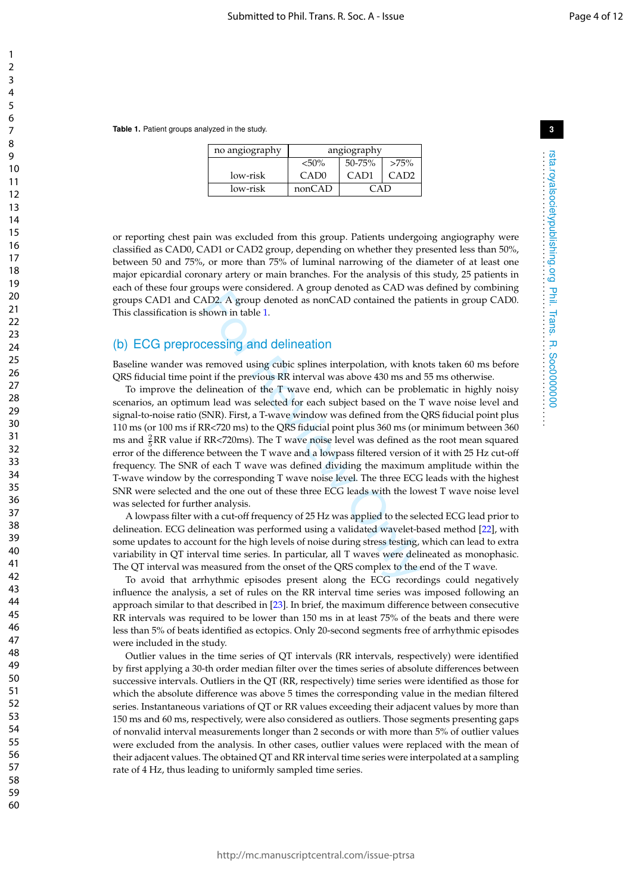**Table 1.** Patient groups analyzed in the study.

| no angiography | angiography | | |
|---|---|---|---|
| | <50% | 50-75% | >75% |
| low-risk | CAD0 | CAD1 | CAD2 |
| low-risk | nonCAD | CAD | |

or reporting chest pain was excluded from this group. Patients undergoing angiography were classified as CAD0, CAD1 or CAD2 group, depending on whether they presented less than 50%, between 50 and 75%, or more than 75% of luminal narrowing of the diameter of at least one major epicardial coronary artery or main branches. For the analysis of this study, 25 patients in each of these four groups were considered. A group denoted as CAD was defined by combining groups CAD1 and CAD2. A group denoted as nonCAD contained the patients in group CAD0. This classification is shown in table 1.

## (b) ECG preprocessing and delineation

Baseline wander was removed using cubic splines interpolation, with knots taken 60 ms before QRS fiducial time point if the previous RR interval was above 430 ms and 55 ms otherwise.

To improve the delineation of the T wave end, which can be problematic in highly noisy scenarios, an optimum lead was selected for each subject based on the T wave noise level and signal-to-noise ratio (SNR). First, a T-wave window was defined from the QRS fiducial point plus 110 ms (or 100 ms if RR<720 ms) to the QRS fiducial point plus 360 ms (or minimum between 360 ms and $\frac{2}{5}$RR value if RR<720ms). The T wave noise level was defined as the root mean squared error of the difference between the T wave and a lowpass filtered version of it with 25 Hz cut-off frequency. The SNR of each T wave was defined dividing the maximum amplitude within the T-wave window by the corresponding T wave noise level. The three ECG leads with the highest SNR were selected and the one out of these three ECG leads with the lowest T wave noise level was selected for further analysis.

A lowpass filter with a cut-off frequency of 25 Hz was applied to the selected ECG lead prior to delineation. ECG delineation was performed using a validated wavelet-based method [22], with some updates to account for the high levels of noise during stress testing, which can lead to extra variability in QT interval time series. In particular, all T waves were delineated as monophasic. The QT interval was measured from the onset of the QRS complex to the end of the T wave.

To avoid that arrhythmic episodes present along the ECG recordings could negatively influence the analysis, a set of rules on the RR interval time series was imposed following an approach similar to that described in [23]. In brief, the maximum difference between consecutive RR intervals was required to be lower than 150 ms in at least 75% of the beats and there were less than 5% of beats identified as ectopics. Only 20-second segments free of arrhythmic episodes were included in the study.

Outlier values in the time series of QT intervals (RR intervals, respectively) were identified by first applying a 30-th order median filter over the times series of absolute differences between successive intervals. Outliers in the QT (RR, respectively) time series were identified as those for which the absolute difference was above 5 times the corresponding value in the median filtered series. Instantaneous variations of QT or RR values exceeding their adjacent values by more than 150 ms and 60 ms, respectively, were also considered as outliers. Those segments presenting gaps of nonvalid interval measurements longer than 2 seconds or with more than 5% of outlier values were excluded from the analysis. In other cases, outlier values were replaced with the mean of their adjacent values. The obtained QT and RR interval time series were interpolated at a sampling rate of 4 Hz, thus leading to uniformly sampled time series.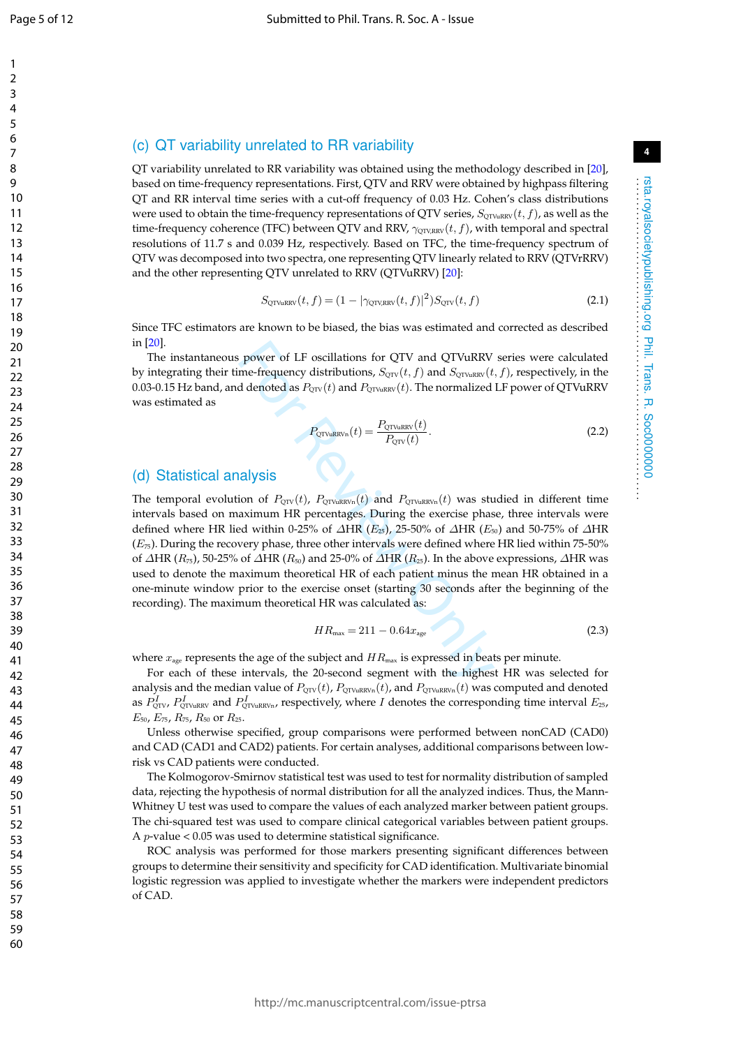## (c) QT variability unrelated to RR variability

QT variability unrelated to RR variability was obtained using the methodology described in [20], based on time-frequency representations. First, QTV and RRV were obtained by highpass filtering QT and RR interval time series with a cut-off frequency of 0.03 Hz. Cohen's class distributions were used to obtain the time-frequency representations of QTV series, $S_{\mathrm{QTVuRRV}}(t,f)$, as well as the time-frequency coherence (TFC) between QTV and RRV, $\gamma_{\mathrm{QTV,RRV}}(t,f)$, with temporal and spectral resolutions of 11.7 s and 0.039 Hz, respectively. Based on TFC, the time-frequency spectrum of QTV was decomposed into two spectra, one representing QTV linearly related to RRV (QTVrRRV) and the other representing QTV unrelated to RRV (QTVuRRV) [20]:

$$S_{\mathrm{QTVuRRV}}(t,f) = (1 - |\gamma_{\mathrm{QTV,RRV}}(t,f)|^2) S_{\mathrm{QTV}}(t,f) \tag{2.1}$$

Since TFC estimators are known to be biased, the bias was estimated and corrected as described in [20].

The instantaneous power of LF oscillations for QTV and QTVuRRV series were calculated by integrating their time-frequency distributions, $S_{\mathrm{QTV}}(t,f)$ and $S_{\mathrm{QTVuRRV}}(t,f)$, respectively, in the 0.03-0.15 Hz band, and denoted as $P_{\mathrm{QTV}}(t)$ and $P_{\mathrm{QTVuRRV}}(t)$. The normalized LF power of QTVuRRV was estimated as

$$P_{\mathrm{QTVuRRVn}}(t) = \frac{P_{\mathrm{QTVuRRV}}(t)}{P_{\mathrm{QTV}}(t)}. \tag{2.2}$$

## (d) Statistical analysis

The temporal evolution of $P_{\mathrm{QTV}}(t)$, $P_{\mathrm{QTVuRRVn}}(t)$ and $P_{\mathrm{QTVuRRVn}}(t)$ was studied in different time intervals based on maximum HR percentages. During the exercise phase, three intervals were defined where HR lied within 0-25% of $\Delta$HR ($E_{25}$), 25-50% of $\Delta$HR ($E_{50}$) and 50-75% of $\Delta$HR ($E_{75}$). During the recovery phase, three other intervals were defined where HR lied within 75-50% of $\Delta$HR ($R_{75}$), 50-25% of $\Delta$HR ($R_{50}$) and 25-0% of $\Delta$HR ($R_{25}$). In the above expressions, $\Delta$HR was used to denote the maximum theoretical HR of each patient minus the mean HR obtained in a one-minute window prior to the exercise onset (starting 30 seconds after the beginning of the recording). The maximum theoretical HR was calculated as:

$$HR_{\mathrm{max}} = 211 - 0.64 x_{\mathrm{age}} \tag{2.3}$$

where $x_{\mathrm{age}}$ represents the age of the subject and $HR_{\mathrm{max}}$ is expressed in beats per minute.

For each of these intervals, the 20-second segment with the highest HR was selected for analysis and the median value of $P_{\mathrm{QTV}}(t)$, $P_{\mathrm{QTVuRRVn}}(t)$, and $P_{\mathrm{QTVuRRVn}}(t)$ was computed and denoted as $P^{I}_{\mathrm{QTV}}$, $P^{I}_{\mathrm{QTVuRRV}}$ and $P^{I}_{\mathrm{QTVuRRVn}}$, respectively, where $I$ denotes the corresponding time interval $E_{25}$, $E_{50}$, $E_{75}$, $R_{75}$, $R_{50}$ or $R_{25}$.

Unless otherwise specified, group comparisons were performed between nonCAD (CAD0) and CAD (CAD1 and CAD2) patients. For certain analyses, additional comparisons between low-risk vs CAD patients were conducted.

The Kolmogorov-Smirnov statistical test was used to test for normality distribution of sampled data, rejecting the hypothesis of normal distribution for all the analyzed indices. Thus, the Mann-Whitney U test was used to compare the values of each analyzed marker between patient groups. The chi-squared test was used to compare clinical categorical variables between patient groups. A $p$-value < 0.05 was used to determine statistical significance.

ROC analysis was performed for those markers presenting significant differences between groups to determine their sensitivity and specificity for CAD identification. Multivariate binomial logistic regression was applied to investigate whether the markers were independent predictors of CAD.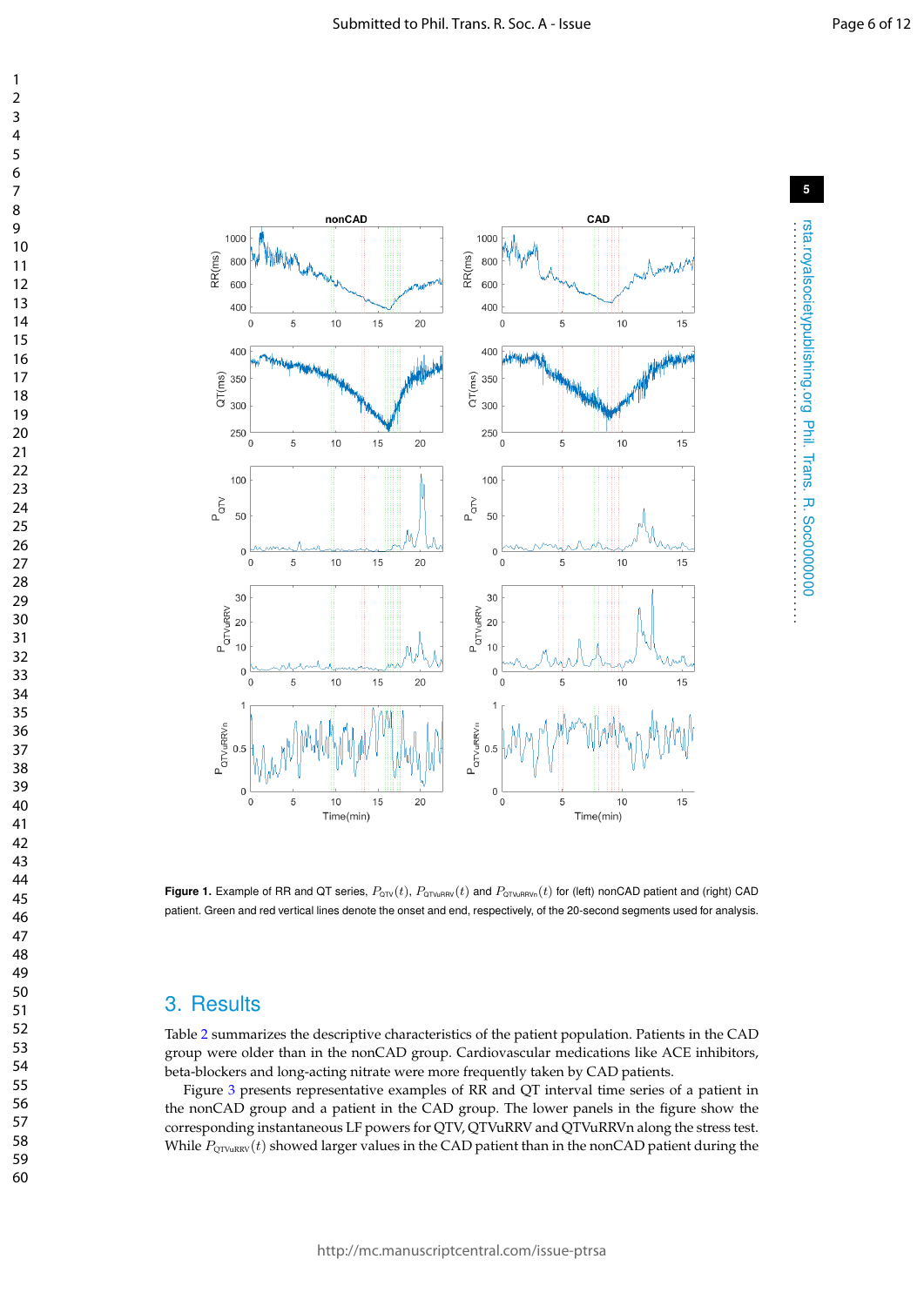**Figure 1.** Example of RR and QT series, $P_{QTV}(t)$, $P_{QTVuRRV}(t)$ and $P_{QTVuRRVn}(t)$ for (left) nonCAD patient and (right) CAD patient. Green and red vertical lines denote the onset and end, respectively, of the 20-second segments used for analysis.

## 3. Results

Table 2 summarizes the descriptive characteristics of the patient population. Patients in the CAD group were older than in the nonCAD group. Cardiovascular medications like ACE inhibitors, beta-blockers and long-acting nitrate were more frequently taken by CAD patients.

Figure 3 presents representative examples of RR and QT interval time series of a patient in the nonCAD group and a patient in the CAD group. The lower panels in the figure show the corresponding instantaneous LF powers for QTV, QTVuRRV and QTVuRRVn along the stress test. While $P_{QTVuRRV}(t)$ showed larger values in the CAD patient than in the nonCAD patient during the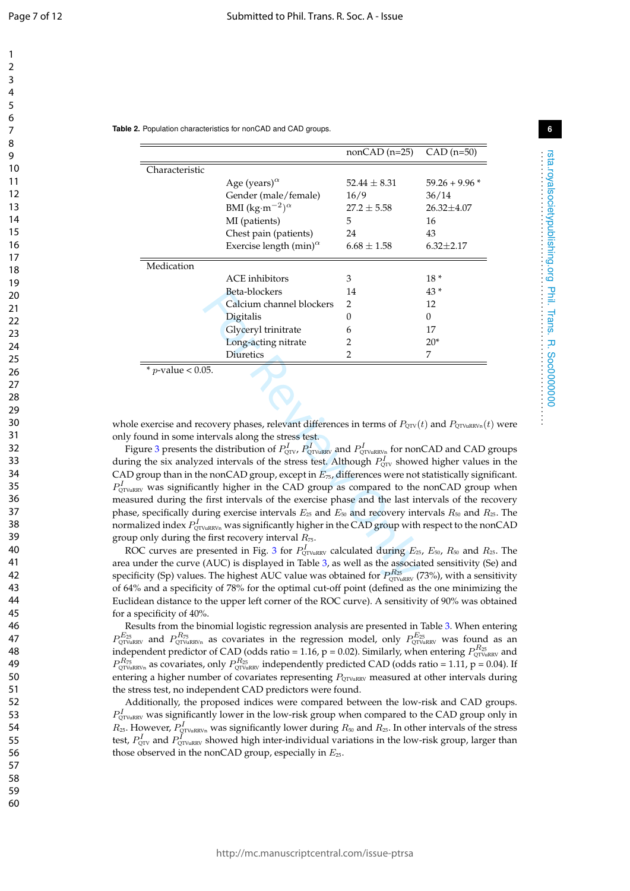**Table 2.** Population characteristics for nonCAD and CAD groups.

| | | nonCAD (n=25) | CAD (n=50) |
|---|---|---|---|
| Characteristic | | | |
| | Age (years)$^{\alpha}$ | 52.44 ± 8.31 | 59.26 + 9.96 * |
| | Gender (male/female) | 16/9 | 36/14 |
| | BMI (kg·m$^{-2}$)$^{\alpha}$ | 27.2 ± 5.58 | 26.32±4.07 |
| | MI (patients) | 5 | 16 |
| | Chest pain (patients) | 24 | 43 |
| | Exercise length (min)$^{\alpha}$ | 6.68 ± 1.58 | 6.32±2.17 |
| Medication | | | |
| | ACE inhibitors | 3 | 18 * |
| | Beta-blockers | 14 | 43 * |
| | Calcium channel blockers | 2 | 12 |
| | Digitalis | 0 | 0 |
| | Glyceryl trinitrate | 6 | 17 |
| | Long-acting nitrate | 2 | 20* |
| | Diuretics | 2 | 7 |

\* $p$-value < 0.05.

whole exercise and recovery phases, relevant differences in terms of $P_{\text{QTV}}(t)$ and $P_{\text{QTVuRRVn}}(t)$ were only found in some intervals along the stress test.

Figure 3 presents the distribution of $P^{I}_{\text{QTV}}$, $P^{I}_{\text{QTVuRRV}}$ and $P^{I}_{\text{QTVuRRVn}}$ for nonCAD and CAD groups during the six analyzed intervals of the stress test. Although $P^{I}_{\text{QTV}}$ showed higher values in the CAD group than in the nonCAD group, except in $E_{75}$, differences were not statistically significant. $P^{I}_{\text{QTVuRRV}}$ was significantly higher in the CAD group as compared to the nonCAD group when measured during the first intervals of the exercise phase and the last intervals of the recovery phase, specifically during exercise intervals $E_{25}$ and $E_{50}$ and recovery intervals $R_{50}$ and $R_{25}$. The normalized index $P^{I}_{\text{QTVuRRVn}}$ was significantly higher in the CAD group with respect to the nonCAD group only during the first recovery interval $R_{75}$.

ROC curves are presented in Fig. 3 for $P^{I}_{\text{QTVuRRV}}$ calculated during $E_{25}$, $E_{50}$, $R_{50}$ and $R_{25}$. The area under the curve (AUC) is displayed in Table 3, as well as the associated sensitivity (Se) and specificity (Sp) values. The highest AUC value was obtained for $P^{R_{25}}_{\text{QTVuRRV}}$ (73%), with a sensitivity of 64% and a specificity of 78% for the optimal cut-off point (defined as the one minimizing the Euclidean distance to the upper left corner of the ROC curve). A sensitivity of 90% was obtained for a specificity of 40%.

Results from the binomial logistic regression analysis are presented in Table 3. When entering $P^{E_{25}}_{\text{QTVuRRV}}$ and $P^{R_{75}}_{\text{QTVuRRVn}}$ as covariates in the regression model, only $P^{E_{25}}_{\text{QTVuRRV}}$ was found as an independent predictor of CAD (odds ratio = 1.16, p = 0.02). Similarly, when entering $P^{R_{25}}_{\text{QTVuRRV}}$ and $P^{R_{75}}_{\text{QTVuRRVn}}$ as covariates, only $P^{R_{25}}_{\text{QTVuRRV}}$ independently predicted CAD (odds ratio = 1.11, p = 0.04). If entering a higher number of covariates representing $P_{\text{QTVuRRV}}$ measured at other intervals during the stress test, no independent CAD predictors were found.

Additionally, the proposed indices were compared between the low-risk and CAD groups. $P^{I}_{\text{QTVuRRV}}$ was significantly lower in the low-risk group when compared to the CAD group only in $R_{25}$. However, $P^{I}_{\text{QTVuRRVn}}$ was significantly lower during $R_{50}$ and $R_{25}$. In other intervals of the stress test, $P^{I}_{\text{QTV}}$ and $P^{I}_{\text{QTVuRRV}}$ showed high inter-individual variations in the low-risk group, larger than those observed in the nonCAD group, especially in $E_{25}$.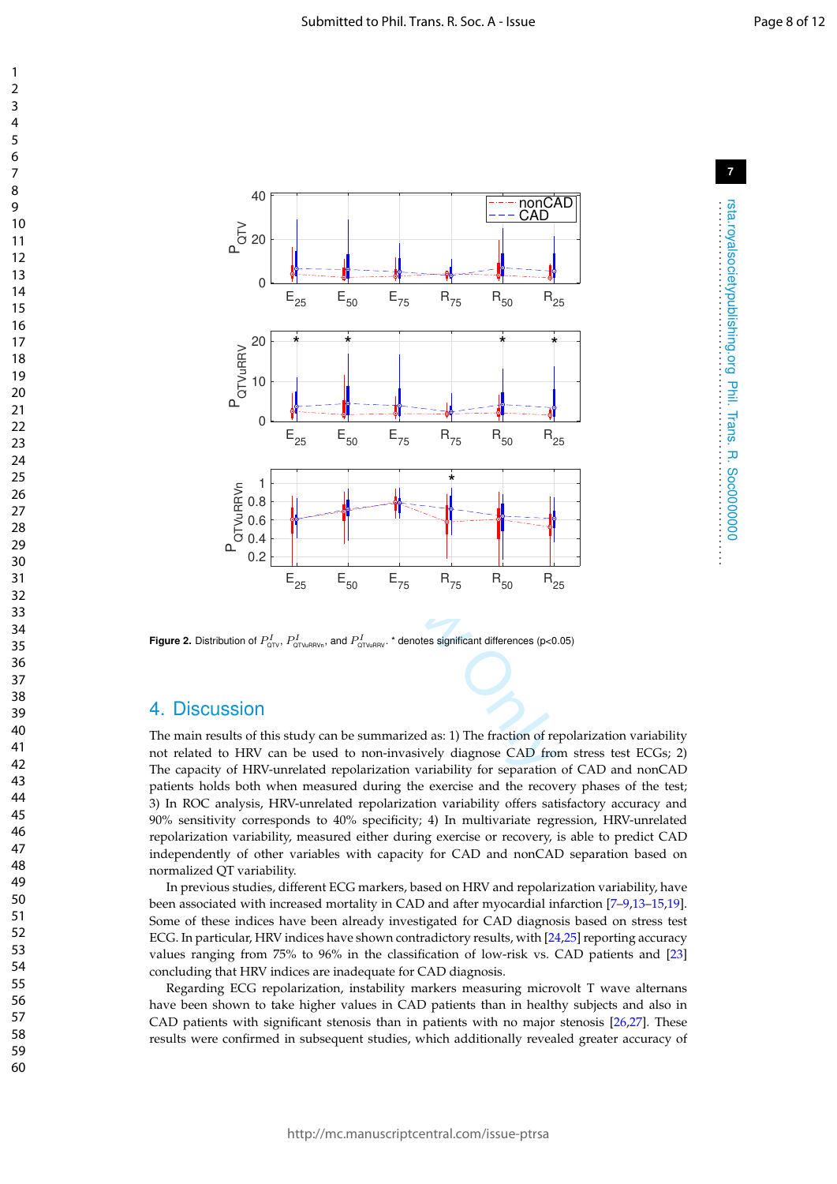**Figure 2.** Distribution of $P^{I}_{\mathrm{QTV}}$, $P^{I}_{\mathrm{QTVuRRVn}}$, and $P^{I}_{\mathrm{QTVuRRV}}$. * denotes significant differences (p<0.05)

## 4. Discussion

The main results of this study can be summarized as: 1) The fraction of repolarization variability not related to HRV can be used to non-invasively diagnose CAD from stress test ECGs; 2) The capacity of HRV-unrelated repolarization variability for separation of CAD and nonCAD patients holds both when measured during the exercise and the recovery phases of the test; 3) In ROC analysis, HRV-unrelated repolarization variability offers satisfactory accuracy and 90% sensitivity corresponds to 40% specificity; 4) In multivariate regression, HRV-unrelated repolarization variability, measured either during exercise or recovery, is able to predict CAD independently of other variables with capacity for CAD and nonCAD separation based on normalized QT variability.

In previous studies, different ECG markers, based on HRV and repolarization variability, have been associated with increased mortality in CAD and after myocardial infarction [7–9,13–15,19]. Some of these indices have been already investigated for CAD diagnosis based on stress test ECG. In particular, HRV indices have shown contradictory results, with [24,25] reporting accuracy values ranging from 75% to 96% in the classification of low-risk vs. CAD patients and [23] concluding that HRV indices are inadequate for CAD diagnosis.

Regarding ECG repolarization, instability markers measuring microvolt T wave alternans have been shown to take higher values in CAD patients than in healthy subjects and also in CAD patients with significant stenosis than in patients with no major stenosis [26,27]. These results were confirmed in subsequent studies, which additionally revealed greater accuracy of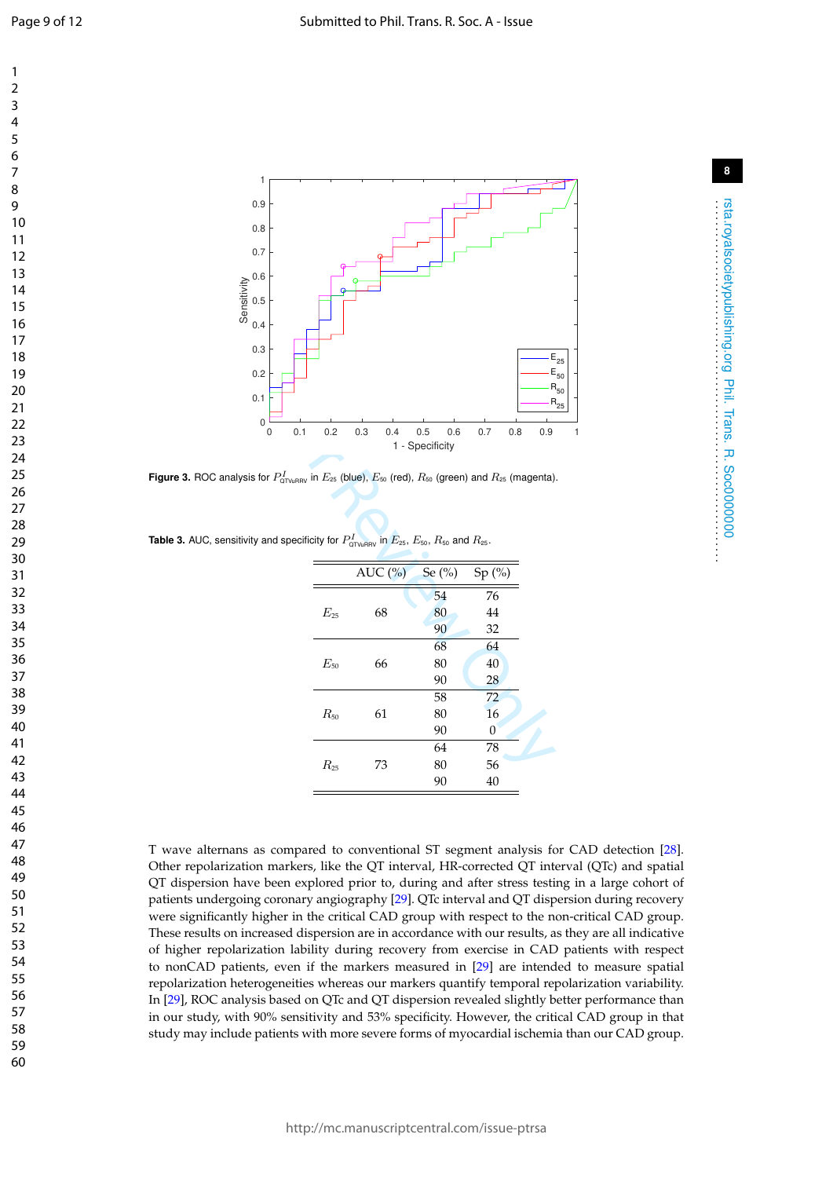**Figure 3.** ROC analysis for $P^{I}_{\text{QTVuRRV}}$ in $E_{25}$ (blue), $E_{50}$ (red), $R_{50}$ (green) and $R_{25}$ (magenta).

**Table 3.** AUC, sensitivity and specificity for $P^{I}_{\text{QTVuRRV}}$ in $E_{25}$, $E_{50}$, $R_{50}$ and $R_{25}$.

| | AUC (%) | Se (%) | Sp (%) |
|---|---|---|---|
| $E_{25}$ | 68 | 54 | 76 |
| | | 80 | 44 |
| | | 90 | 32 |
| $E_{50}$ | 66 | 68 | 64 |
| | | 80 | 40 |
| | | 90 | 28 |
| $R_{50}$ | 61 | 58 | 72 |
| | | 80 | 16 |
| | | 90 | 0 |
| $R_{25}$ | 73 | 64 | 78 |
| | | 80 | 56 |
| | | 90 | 40 |

T wave alternans as compared to conventional ST segment analysis for CAD detection [28]. Other repolarization markers, like the QT interval, HR-corrected QT interval (QTc) and spatial QT dispersion have been explored prior to, during and after stress testing in a large cohort of patients undergoing coronary angiography [29]. QTc interval and QT dispersion during recovery were significantly higher in the critical CAD group with respect to the non-critical CAD group. These results on increased dispersion are in accordance with our results, as they are all indicative of higher repolarization lability during recovery from exercise in CAD patients with respect to nonCAD patients, even if the markers measured in [29] are intended to measure spatial repolarization heterogeneities whereas our markers quantify temporal repolarization variability. In [29], ROC analysis based on QTc and QT dispersion revealed slightly better performance than in our study, with 90% sensitivity and 53% specificity. However, the critical CAD group in that study may include patients with more severe forms of myocardial ischemia than our CAD group.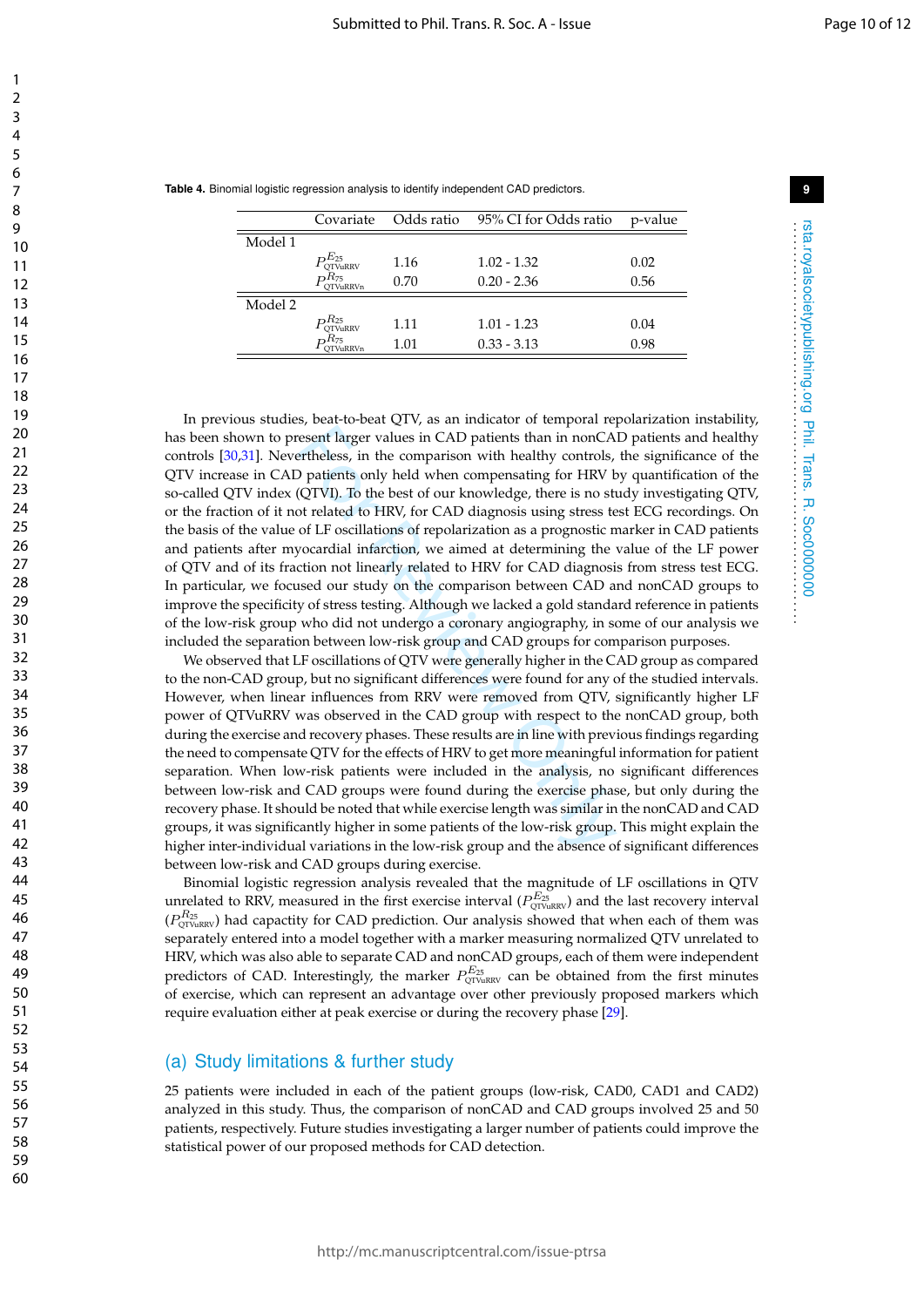**Table 4.** Binomial logistic regression analysis to identify independent CAD predictors.

| | Covariate | Odds ratio | 95% CI for Odds ratio | p-value |
|---|---|---|---|---|
| Model 1 | | | | |
| | $P^{E_{25}}_{\mathrm{QTVuRRV}}$ | 1.16 | 1.02 - 1.32 | 0.02 |
| | $P^{R_{75}}_{\mathrm{QTVuRRVn}}$ | 0.70 | 0.20 - 2.36 | 0.56 |
| Model 2 | | | | |
| | $P^{R_{25}}_{\mathrm{QTVuRRV}}$ | 1.11 | 1.01 - 1.23 | 0.04 |
| | $P^{R_{75}}_{\mathrm{QTVuRRVn}}$ | 1.01 | 0.33 - 3.13 | 0.98 |

In previous studies, beat-to-beat QTV, as an indicator of temporal repolarization instability, has been shown to present larger values in CAD patients than in nonCAD patients and healthy controls [30,31]. Nevertheless, in the comparison with healthy controls, the significance of the QTV increase in CAD patients only held when compensating for HRV by quantification of the so-called QTV index (QTVI). To the best of our knowledge, there is no study investigating QTV, or the fraction of it not related to HRV, for CAD diagnosis using stress test ECG recordings. On the basis of the value of LF oscillations of repolarization as a prognostic marker in CAD patients and patients after myocardial infarction, we aimed at determining the value of the LF power of QTV and of its fraction not linearly related to HRV for CAD diagnosis from stress test ECG. In particular, we focused our study on the comparison between CAD and nonCAD groups to improve the specificity of stress testing. Although we lacked a gold standard reference in patients of the low-risk group who did not undergo a coronary angiography, in some of our analysis we included the separation between low-risk group and CAD groups for comparison purposes.

We observed that LF oscillations of QTV were generally higher in the CAD group as compared to the non-CAD group, but no significant differences were found for any of the studied intervals. However, when linear influences from RRV were removed from QTV, significantly higher LF power of QTVuRRV was observed in the CAD group with respect to the nonCAD group, both during the exercise and recovery phases. These results are in line with previous findings regarding the need to compensate QTV for the effects of HRV to get more meaningful information for patient separation. When low-risk patients were included in the analysis, no significant differences between low-risk and CAD groups were found during the exercise phase, but only during the recovery phase. It should be noted that while exercise length was similar in the nonCAD and CAD groups, it was significantly higher in some patients of the low-risk group. This might explain the higher inter-individual variations in the low-risk group and the absence of significant differences between low-risk and CAD groups during exercise.

Binomial logistic regression analysis revealed that the magnitude of LF oscillations in QTV unrelated to RRV, measured in the first exercise interval ($P^{E_{25}}_{\mathrm{QTVuRRV}}$) and the last recovery interval ($P^{R_{25}}_{\mathrm{QTVuRRV}}$) had capactity for CAD prediction. Our analysis showed that when each of them was separately entered into a model together with a marker measuring normalized QTV unrelated to HRV, which was also able to separate CAD and nonCAD groups, each of them were independent predictors of CAD. Interestingly, the marker $P^{E_{25}}_{\mathrm{QTVuRRV}}$ can be obtained from the first minutes of exercise, which can represent an advantage over other previously proposed markers which require evaluation either at peak exercise or during the recovery phase [29].

## (a) Study limitations & further study

25 patients were included in each of the patient groups (low-risk, CAD0, CAD1 and CAD2) analyzed in this study. Thus, the comparison of nonCAD and CAD groups involved 25 and 50 patients, respectively. Future studies investigating a larger number of patients could improve the statistical power of our proposed methods for CAD detection.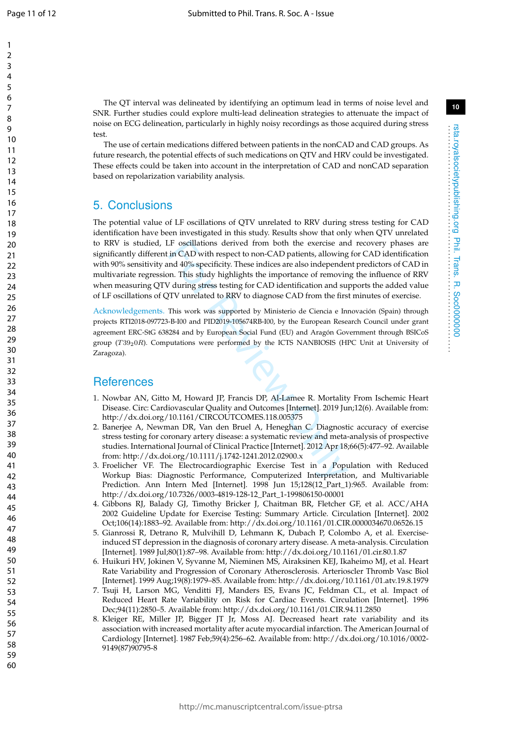The QT interval was delineated by identifying an optimum lead in terms of noise level and SNR. Further studies could explore multi-lead delineation strategies to attenuate the impact of noise on ECG delineation, particularly in highly noisy recordings as those acquired during stress test.

The use of certain medications differed between patients in the nonCAD and CAD groups. As future research, the potential effects of such medications on QTV and HRV could be investigated. These effects could be taken into account in the interpretation of CAD and nonCAD separation based on repolarization variability analysis.

## 5. Conclusions

The potential value of LF oscillations of QTV unrelated to RRV during stress testing for CAD identification have been investigated in this study. Results show that only when QTV unrelated to RRV is studied, LF oscillations derived from both the exercise and recovery phases are significantly different in CAD with respect to non-CAD patients, allowing for CAD identification with 90% sensitivity and 40% specificity. These indices are also independent predictors of CAD in multivariate regression. This study highlights the importance of removing the influence of RRV when measuring QTV during stress testing for CAD identification and supports the added value of LF oscillations of QTV unrelated to RRV to diagnose CAD from the first minutes of exercise.

Acknowledgements. This work was supported by Ministerio de Ciencia e Innovación (Spain) through projects RTI2018-097723-B-I00 and PID2019-105674RB-I00, by the European Research Council under grant agreement ERC-StG 638284 and by European Social Fund (EU) and Aragón Government through BSICoS group ($T39_20R$). Computations were performed by the ICTS NANBIOSIS (HPC Unit at University of Zaragoza).

## References

1. Nowbar AN, Gitto M, Howard JP, Francis DP, Al-Lamee R. Mortality From Ischemic Heart Disease. Circ: Cardiovascular Quality and Outcomes [Internet]. 2019 Jun;12(6). Available from: http://dx.doi.org/10.1161/CIRCOUTCOMES.118.005375
2. Banerjee A, Newman DR, Van den Bruel A, Heneghan C. Diagnostic accuracy of exercise stress testing for coronary artery disease: a systematic review and meta-analysis of prospective studies. International Journal of Clinical Practice [Internet]. 2012 Apr 18;66(5):477–92. Available from: http://dx.doi.org/10.1111/j.1742-1241.2012.02900.x
3. Froelicher VF. The Electrocardiographic Exercise Test in a Population with Reduced Workup Bias: Diagnostic Performance, Computerized Interpretation, and Multivariable Prediction. Ann Intern Med [Internet]. 1998 Jun 15;128(12_Part_1):965. Available from: http://dx.doi.org/10.7326/0003-4819-128-12_Part_1-199806150-00001
4. Gibbons RJ, Balady GJ, Timothy Bricker J, Chaitman BR, Fletcher GF, et al. ACC/AHA 2002 Guideline Update for Exercise Testing: Summary Article. Circulation [Internet]. 2002 Oct;106(14):1883–92. Available from: http://dx.doi.org/10.1161/01.CIR.0000034670.06526.15
5. Gianrossi R, Detrano R, Mulvihill D, Lehmann K, Dubach P, Colombo A, et al. Exercise-induced ST depression in the diagnosis of coronary artery disease. A meta-analysis. Circulation [Internet]. 1989 Jul;80(1):87–98. Available from: http://dx.doi.org/10.1161/01.cir.80.1.87
6. Huikuri HV, Jokinen V, Syvanne M, Nieminen MS, Airaksinen KEJ, Ikaheimo MJ, et al. Heart Rate Variability and Progression of Coronary Atherosclerosis. Arterioscler Thromb Vasc Biol [Internet]. 1999 Aug;19(8):1979–85. Available from: http://dx.doi.org/10.1161/01.atv.19.8.1979
7. Tsuji H, Larson MG, Venditti FJ, Manders ES, Evans JC, Feldman CL, et al. Impact of Reduced Heart Rate Variability on Risk for Cardiac Events. Circulation [Internet]. 1996 Dec;94(11):2850–5. Available from: http://dx.doi.org/10.1161/01.CIR.94.11.2850
8. Kleiger RE, Miller JP, Bigger JT Jr, Moss AJ. Decreased heart rate variability and its association with increased mortality after acute myocardial infarction. The American Journal of Cardiology [Internet]. 1987 Feb;59(4):256–62. Available from: http://dx.doi.org/10.1016/0002-9149(87)90795-8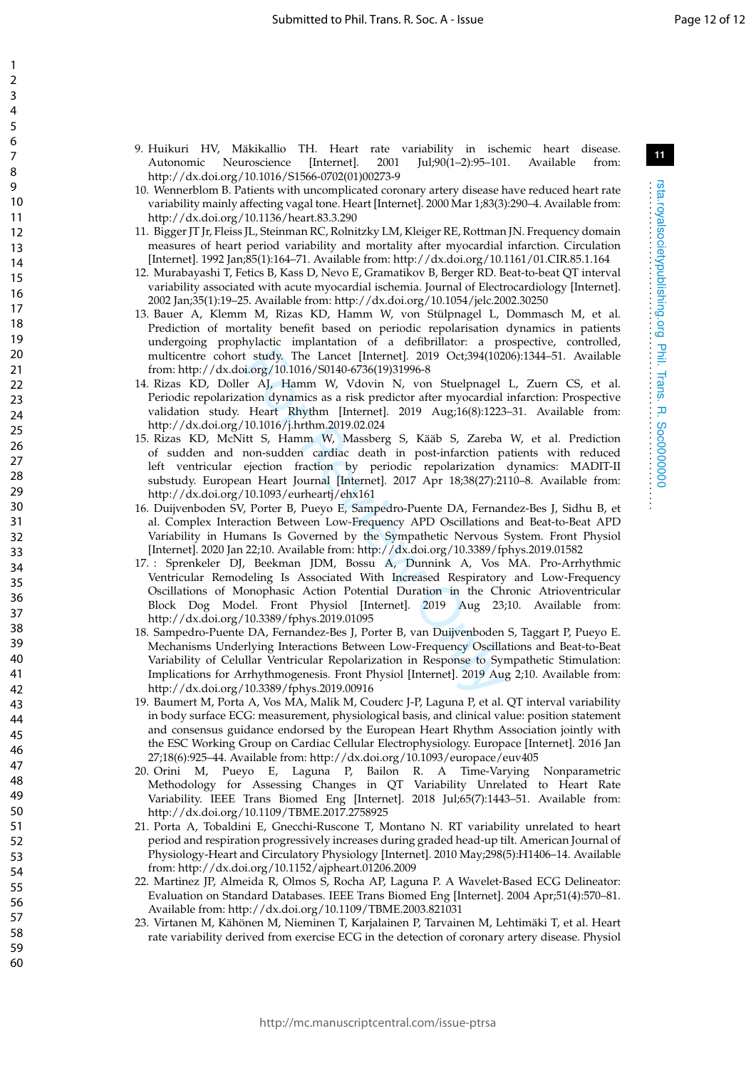9. Huikuri HV, Mäkikallio TH. Heart rate variability in ischemic heart disease. Autonomic Neuroscience [Internet]. 2001 Jul;90(1–2):95–101. Available from: http://dx.doi.org/10.1016/S1566-0702(01)00273-9
10. Wennerblom B. Patients with uncomplicated coronary artery disease have reduced heart rate variability mainly affecting vagal tone. Heart [Internet]. 2000 Mar 1;83(3):290–4. Available from: http://dx.doi.org/10.1136/heart.83.3.290
11. Bigger JT Jr, Fleiss JL, Steinman RC, Rolnitzky LM, Kleiger RE, Rottman JN. Frequency domain measures of heart period variability and mortality after myocardial infarction. Circulation [Internet]. 1992 Jan;85(1):164–71. Available from: http://dx.doi.org/10.1161/01.CIR.85.1.164
12. Murabayashi T, Fetics B, Kass D, Nevo E, Gramatikov B, Berger RD. Beat-to-beat QT interval variability associated with acute myocardial ischemia. Journal of Electrocardiology [Internet]. 2002 Jan;35(1):19–25. Available from: http://dx.doi.org/10.1054/jelc.2002.30250
13. Bauer A, Klemm M, Rizas KD, Hamm W, von Stülpnagel L, Dommasch M, et al. Prediction of mortality benefit based on periodic repolarisation dynamics in patients undergoing prophylactic implantation of a defibrillator: a prospective, controlled, multicentre cohort study. The Lancet [Internet]. 2019 Oct;394(10206):1344–51. Available from: http://dx.doi.org/10.1016/S0140-6736(19)31996-8
14. Rizas KD, Doller AJ, Hamm W, Vdovin N, von Stuelpnagel L, Zuern CS, et al. Periodic repolarization dynamics as a risk predictor after myocardial infarction: Prospective validation study. Heart Rhythm [Internet]. 2019 Aug;16(8):1223–31. Available from: http://dx.doi.org/10.1016/j.hrthm.2019.02.024
15. Rizas KD, McNitt S, Hamm W, Massberg S, Kääb S, Zareba W, et al. Prediction of sudden and non-sudden cardiac death in post-infarction patients with reduced left ventricular ejection fraction by periodic repolarization dynamics: MADIT-II substudy. European Heart Journal [Internet]. 2017 Apr 18;38(27):2110–8. Available from: http://dx.doi.org/10.1093/eurheartj/ehx161
16. Duijvenboden SV, Porter B, Pueyo E, Sampedro-Puente DA, Fernandez-Bes J, Sidhu B, et al. Complex Interaction Between Low-Frequency APD Oscillations and Beat-to-Beat APD Variability in Humans Is Governed by the Sympathetic Nervous System. Front Physiol [Internet]. 2020 Jan 22;10. Available from: http://dx.doi.org/10.3389/fphys.2019.01582
17. : Sprenkeler DJ, Beekman JDM, Bossu A, Dunnink A, Vos MA. Pro-Arrhythmic Ventricular Remodeling Is Associated With Increased Respiratory and Low-Frequency Oscillations of Monophasic Action Potential Duration in the Chronic Atrioventricular Block Dog Model. Front Physiol [Internet]. 2019 Aug 23;10. Available from: http://dx.doi.org/10.3389/fphys.2019.01095
18. Sampedro-Puente DA, Fernandez-Bes J, Porter B, van Duijvenboden S, Taggart P, Pueyo E. Mechanisms Underlying Interactions Between Low-Frequency Oscillations and Beat-to-Beat Variability of Celullar Ventricular Repolarization in Response to Sympathetic Stimulation: Implications for Arrhythmogenesis. Front Physiol [Internet]. 2019 Aug 2;10. Available from: http://dx.doi.org/10.3389/fphys.2019.00916
19. Baumert M, Porta A, Vos MA, Malik M, Couderc J-P, Laguna P, et al. QT interval variability in body surface ECG: measurement, physiological basis, and clinical value: position statement and consensus guidance endorsed by the European Heart Rhythm Association jointly with the ESC Working Group on Cardiac Cellular Electrophysiology. Europace [Internet]. 2016 Jan 27;18(6):925–44. Available from: http://dx.doi.org/10.1093/europace/euv405
20. Orini M, Pueyo E, Laguna P, Bailon R. A Time-Varying Nonparametric Methodology for Assessing Changes in QT Variability Unrelated to Heart Rate Variability. IEEE Trans Biomed Eng [Internet]. 2018 Jul;65(7):1443–51. Available from: http://dx.doi.org/10.1109/TBME.2017.2758925
21. Porta A, Tobaldini E, Gnecchi-Ruscone T, Montano N. RT variability unrelated to heart period and respiration progressively increases during graded head-up tilt. American Journal of Physiology-Heart and Circulatory Physiology [Internet]. 2010 May;298(5):H1406–14. Available from: http://dx.doi.org/10.1152/ajpheart.01206.2009
22. Martinez JP, Almeida R, Olmos S, Rocha AP, Laguna P. A Wavelet-Based ECG Delineator: Evaluation on Standard Databases. IEEE Trans Biomed Eng [Internet]. 2004 Apr;51(4):570–81. Available from: http://dx.doi.org/10.1109/TBME.2003.821031
23. Virtanen M, Kähönen M, Nieminen T, Karjalainen P, Tarvainen M, Lehtimäki T, et al. Heart rate variability derived from exercise ECG in the detection of coronary artery disease. Physiol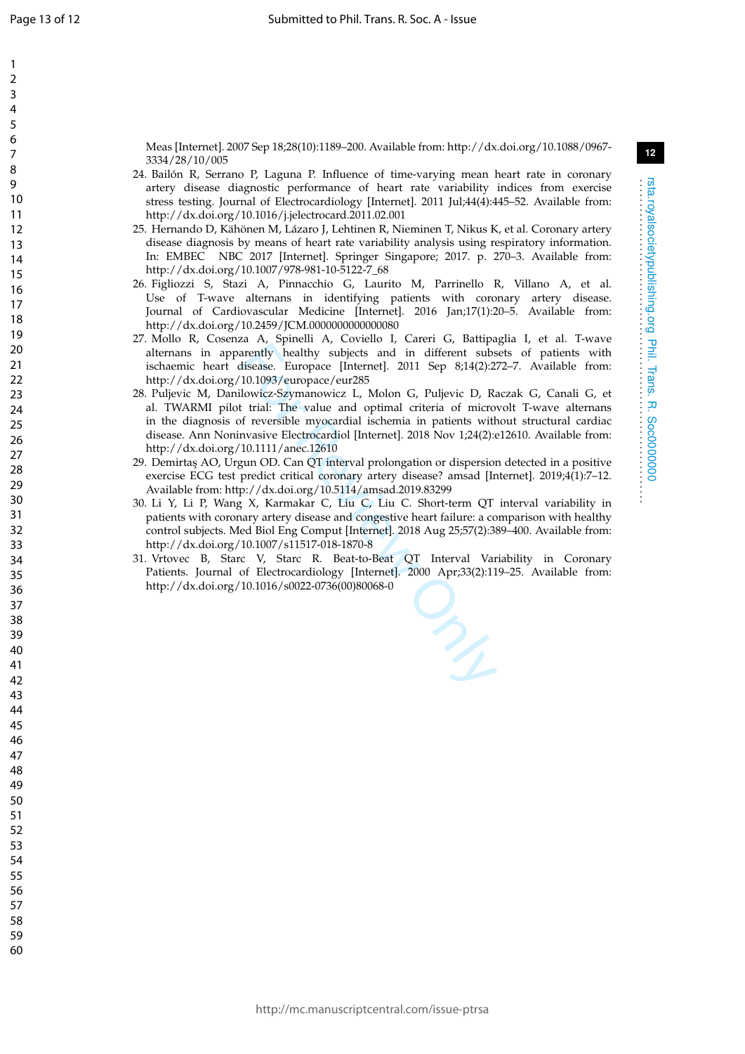Meas [Internet]. 2007 Sep 18;28(10):1189–200. Available from: http://dx.doi.org/10.1088/0967-3334/28/10/005

24. Bailón R, Serrano P, Laguna P. Influence of time-varying mean heart rate in coronary artery disease diagnostic performance of heart rate variability indices from exercise stress testing. Journal of Electrocardiology [Internet]. 2011 Jul;44(4):445–52. Available from: http://dx.doi.org/10.1016/j.jelectrocard.2011.02.001
25. Hernando D, Kähönen M, Lázaro J, Lehtinen R, Nieminen T, Nikus K, et al. Coronary artery disease diagnosis by means of heart rate variability analysis using respiratory information. In: EMBEC NBC 2017 [Internet]. Springer Singapore; 2017. p. 270–3. Available from: http://dx.doi.org/10.1007/978-981-10-5122-7_68
26. Figliozzi S, Stazi A, Pinnacchio G, Laurito M, Parrinello R, Villano A, et al. Use of T-wave alternans in identifying patients with coronary artery disease. Journal of Cardiovascular Medicine [Internet]. 2016 Jan;17(1):20–5. Available from: http://dx.doi.org/10.2459/JCM.0000000000000080
27. Mollo R, Cosenza A, Spinelli A, Coviello I, Careri G, Battipaglia I, et al. T-wave alternans in apparently healthy subjects and in different subsets of patients with ischaemic heart disease. Europace [Internet]. 2011 Sep 8;14(2):272–7. Available from: http://dx.doi.org/10.1093/europace/eur285
28. Puljevic M, Danilowicz-Szymanowicz L, Molon G, Puljevic D, Raczak G, Canali G, et al. TWARMI pilot trial: The value and optimal criteria of microvolt T-wave alternans in the diagnosis of reversible myocardial ischemia in patients without structural cardiac disease. Ann Noninvasive Electrocardiol [Internet]. 2018 Nov 1;24(2):e12610. Available from: http://dx.doi.org/10.1111/anec.12610
29. Demirtaş AO, Urgun OD. Can QT interval prolongation or dispersion detected in a positive exercise ECG test predict critical coronary artery disease? amsad [Internet]. 2019;4(1):7–12. Available from: http://dx.doi.org/10.5114/amsad.2019.83299
30. Li Y, Li P, Wang X, Karmakar C, Liu C, Liu C. Short-term QT interval variability in patients with coronary artery disease and congestive heart failure: a comparison with healthy control subjects. Med Biol Eng Comput [Internet]. 2018 Aug 25;57(2):389–400. Available from: http://dx.doi.org/10.1007/s11517-018-1870-8
31. Vrtovec B, Starc V, Starc R. Beat-to-Beat QT Interval Variability in Coronary Patients. Journal of Electrocardiology [Internet]. 2000 Apr;33(2):119–25. Available from: http://dx.doi.org/10.1016/s0022-0736(00)80068-0